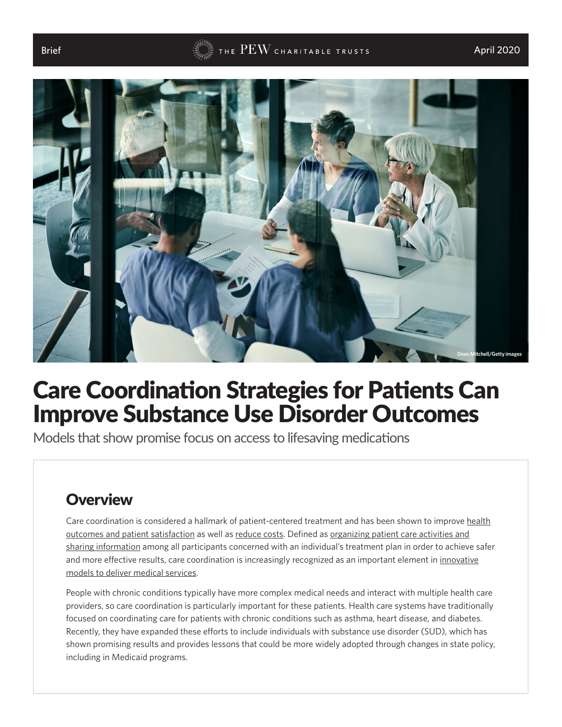Brief

April 2020

# Care Coordination Strategies for Patients Can Improve Substance Use Disorder Outcomes

Models that show promise focus on access to lifesaving medications

## Overview

Care coordination is considered a hallmark of patient-centered treatment and has been shown to improve health outcomes and patient satisfaction as well as reduce costs. Defined as organizing patient care activities and sharing information among all participants concerned with an individual's treatment plan in order to achieve safer and more effective results, care coordination is increasingly recognized as an important element in innovative models to deliver medical services.

People with chronic conditions typically have more complex medical needs and interact with multiple health care providers, so care coordination is particularly important for these patients. Health care systems have traditionally focused on coordinating care for patients with chronic conditions such as asthma, heart disease, and diabetes. Recently, they have expanded these efforts to include individuals with substance use disorder (SUD), which has shown promising results and provides lessons that could be more widely adopted through changes in state policy, including in Medicaid programs.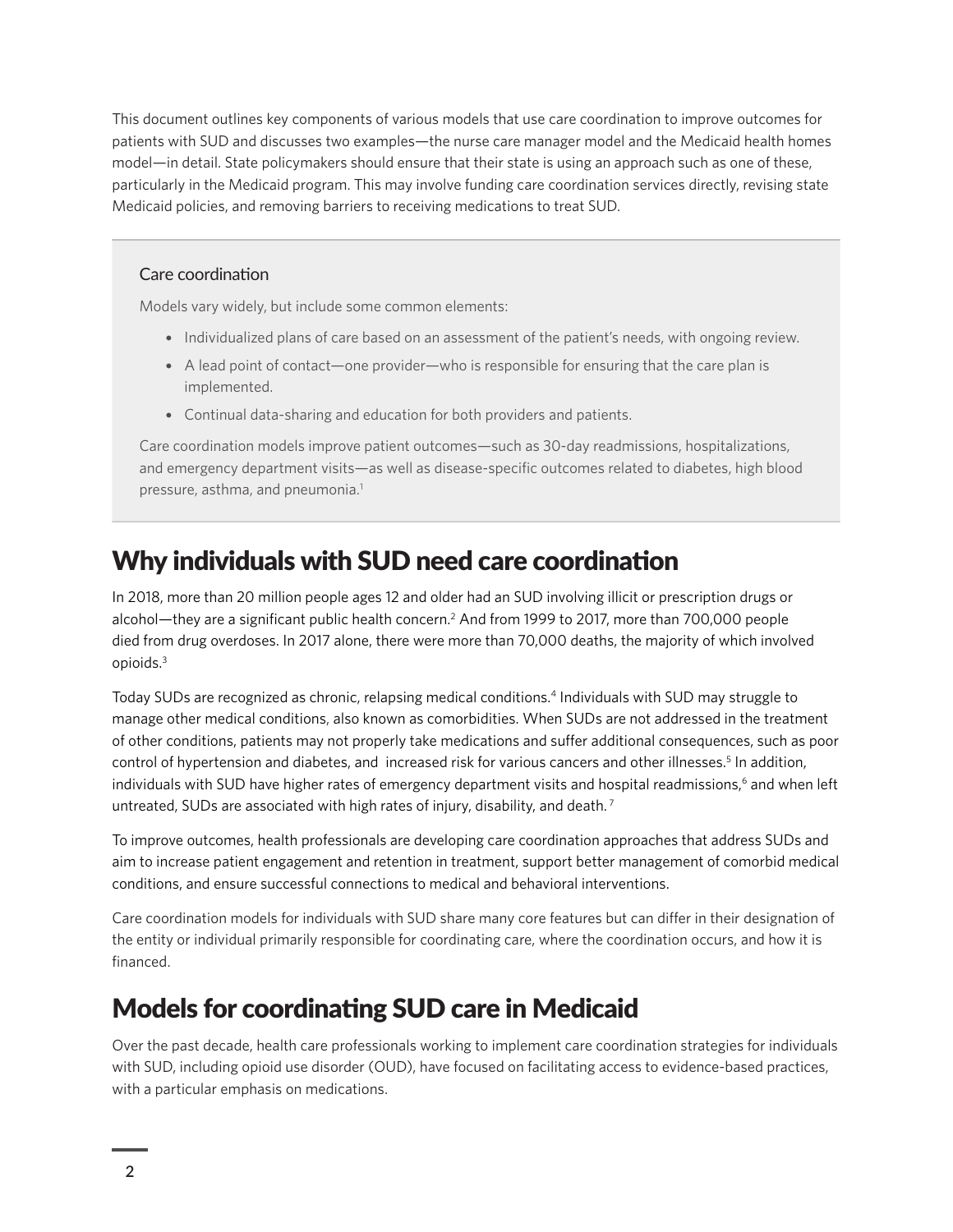This document outlines key components of various models that use care coordination to improve outcomes for patients with SUD and discusses two examples—the nurse care manager model and the Medicaid health homes model—in detail. State policymakers should ensure that their state is using an approach such as one of these, particularly in the Medicaid program. This may involve funding care coordination services directly, revising state Medicaid policies, and removing barriers to receiving medications to treat SUD.

> ### Care coordination
>
> Models vary widely, but include some common elements:
>
> - Individualized plans of care based on an assessment of the patient's needs, with ongoing review.
> - A lead point of contact—one provider—who is responsible for ensuring that the care plan is implemented.
> - Continual data-sharing and education for both providers and patients.
>
> Care coordination models improve patient outcomes—such as 30-day readmissions, hospitalizations, and emergency department visits—as well as disease-specific outcomes related to diabetes, high blood pressure, asthma, and pneumonia.[1]

## Why individuals with SUD need care coordination

In 2018, more than 20 million people ages 12 and older had an SUD involving illicit or prescription drugs or alcohol—they are a significant public health concern.[2] And from 1999 to 2017, more than 700,000 people died from drug overdoses. In 2017 alone, there were more than 70,000 deaths, the majority of which involved opioids.[3]

Today SUDs are recognized as chronic, relapsing medical conditions.[4] Individuals with SUD may struggle to manage other medical conditions, also known as comorbidities. When SUDs are not addressed in the treatment of other conditions, patients may not properly take medications and suffer additional consequences, such as poor control of hypertension and diabetes, and increased risk for various cancers and other illnesses.[5] In addition, individuals with SUD have higher rates of emergency department visits and hospital readmissions,[6] and when left untreated, SUDs are associated with high rates of injury, disability, and death.[7]

To improve outcomes, health professionals are developing care coordination approaches that address SUDs and aim to increase patient engagement and retention in treatment, support better management of comorbid medical conditions, and ensure successful connections to medical and behavioral interventions.

Care coordination models for individuals with SUD share many core features but can differ in their designation of the entity or individual primarily responsible for coordinating care, where the coordination occurs, and how it is financed.

## Models for coordinating SUD care in Medicaid

Over the past decade, health care professionals working to implement care coordination strategies for individuals with SUD, including opioid use disorder (OUD), have focused on facilitating access to evidence-based practices, with a particular emphasis on medications.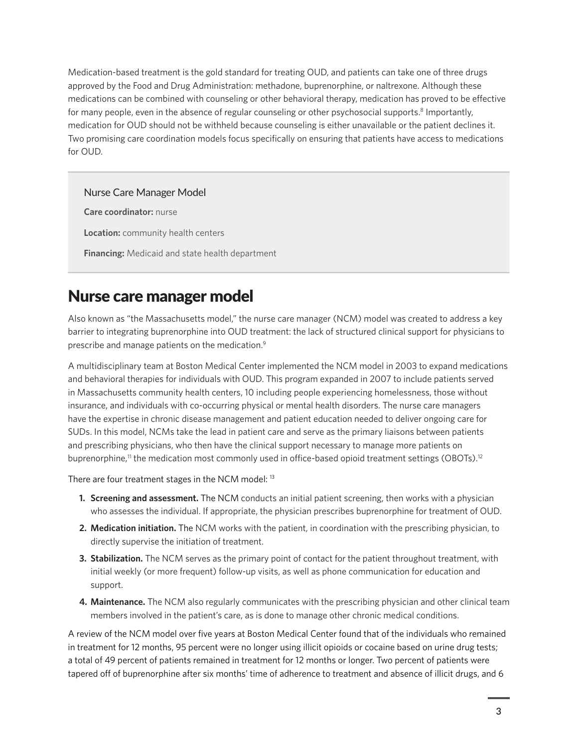Medication-based treatment is the gold standard for treating OUD, and patients can take one of three drugs approved by the Food and Drug Administration: methadone, buprenorphine, or naltrexone. Although these medications can be combined with counseling or other behavioral therapy, medication has proved to be effective for many people, even in the absence of regular counseling or other psychosocial supports.[8] Importantly, medication for OUD should not be withheld because counseling is either unavailable or the patient declines it. Two promising care coordination models focus specifically on ensuring that patients have access to medications for OUD.

> Nurse Care Manager Model
>
> **Care coordinator:** nurse
>
> **Location:** community health centers
>
> **Financing:** Medicaid and state health department

## Nurse care manager model

Also known as "the Massachusetts model," the nurse care manager (NCM) model was created to address a key barrier to integrating buprenorphine into OUD treatment: the lack of structured clinical support for physicians to prescribe and manage patients on the medication.[9]

A multidisciplinary team at Boston Medical Center implemented the NCM model in 2003 to expand medications and behavioral therapies for individuals with OUD. This program expanded in 2007 to include patients served in Massachusetts community health centers, 10 including people experiencing homelessness, those without insurance, and individuals with co-occurring physical or mental health disorders. The nurse care managers have the expertise in chronic disease management and patient education needed to deliver ongoing care for SUDs. In this model, NCMs take the lead in patient care and serve as the primary liaisons between patients and prescribing physicians, who then have the clinical support necessary to manage more patients on buprenorphine,[11] the medication most commonly used in office-based opioid treatment settings (OBOTs).[12]

There are four treatment stages in the NCM model: [13]

1. **Screening and assessment.** The NCM conducts an initial patient screening, then works with a physician who assesses the individual. If appropriate, the physician prescribes buprenorphine for treatment of OUD.
2. **Medication initiation.** The NCM works with the patient, in coordination with the prescribing physician, to directly supervise the initiation of treatment.
3. **Stabilization.** The NCM serves as the primary point of contact for the patient throughout treatment, with initial weekly (or more frequent) follow-up visits, as well as phone communication for education and support.
4. **Maintenance.** The NCM also regularly communicates with the prescribing physician and other clinical team members involved in the patient's care, as is done to manage other chronic medical conditions.

A review of the NCM model over five years at Boston Medical Center found that of the individuals who remained in treatment for 12 months, 95 percent were no longer using illicit opioids or cocaine based on urine drug tests; a total of 49 percent of patients remained in treatment for 12 months or longer. Two percent of patients were tapered off of buprenorphine after six months' time of adherence to treatment and absence of illicit drugs, and 6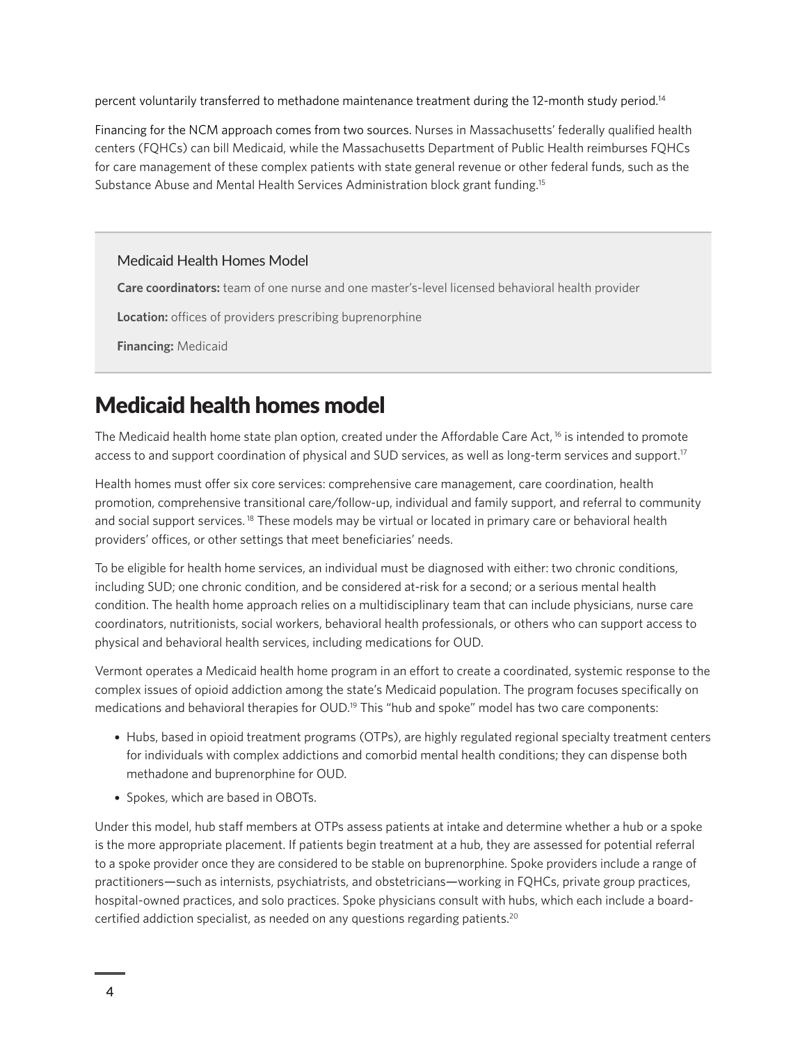percent voluntarily transferred to methadone maintenance treatment during the 12-month study period.[14]

Financing for the NCM approach comes from two sources. Nurses in Massachusetts' federally qualified health centers (FQHCs) can bill Medicaid, while the Massachusetts Department of Public Health reimburses FQHCs for care management of these complex patients with state general revenue or other federal funds, such as the Substance Abuse and Mental Health Services Administration block grant funding.[15]

> Medicaid Health Homes Model
>
> **Care coordinators:** team of one nurse and one master's-level licensed behavioral health provider
>
> **Location:** offices of providers prescribing buprenorphine
>
> **Financing:** Medicaid

## Medicaid health homes model

The Medicaid health home state plan option, created under the Affordable Care Act,[16] is intended to promote access to and support coordination of physical and SUD services, as well as long-term services and support.[17]

Health homes must offer six core services: comprehensive care management, care coordination, health promotion, comprehensive transitional care/follow-up, individual and family support, and referral to community and social support services.[18] These models may be virtual or located in primary care or behavioral health providers' offices, or other settings that meet beneficiaries' needs.

To be eligible for health home services, an individual must be diagnosed with either: two chronic conditions, including SUD; one chronic condition, and be considered at-risk for a second; or a serious mental health condition. The health home approach relies on a multidisciplinary team that can include physicians, nurse care coordinators, nutritionists, social workers, behavioral health professionals, or others who can support access to physical and behavioral health services, including medications for OUD.

Vermont operates a Medicaid health home program in an effort to create a coordinated, systemic response to the complex issues of opioid addiction among the state's Medicaid population. The program focuses specifically on medications and behavioral therapies for OUD.[19] This "hub and spoke" model has two care components:

- Hubs, based in opioid treatment programs (OTPs), are highly regulated regional specialty treatment centers for individuals with complex addictions and comorbid mental health conditions; they can dispense both methadone and buprenorphine for OUD.
- Spokes, which are based in OBOTs.

Under this model, hub staff members at OTPs assess patients at intake and determine whether a hub or a spoke is the more appropriate placement. If patients begin treatment at a hub, they are assessed for potential referral to a spoke provider once they are considered to be stable on buprenorphine. Spoke providers include a range of practitioners—such as internists, psychiatrists, and obstetricians—working in FQHCs, private group practices, hospital-owned practices, and solo practices. Spoke physicians consult with hubs, which each include a board-certified addiction specialist, as needed on any questions regarding patients.[20]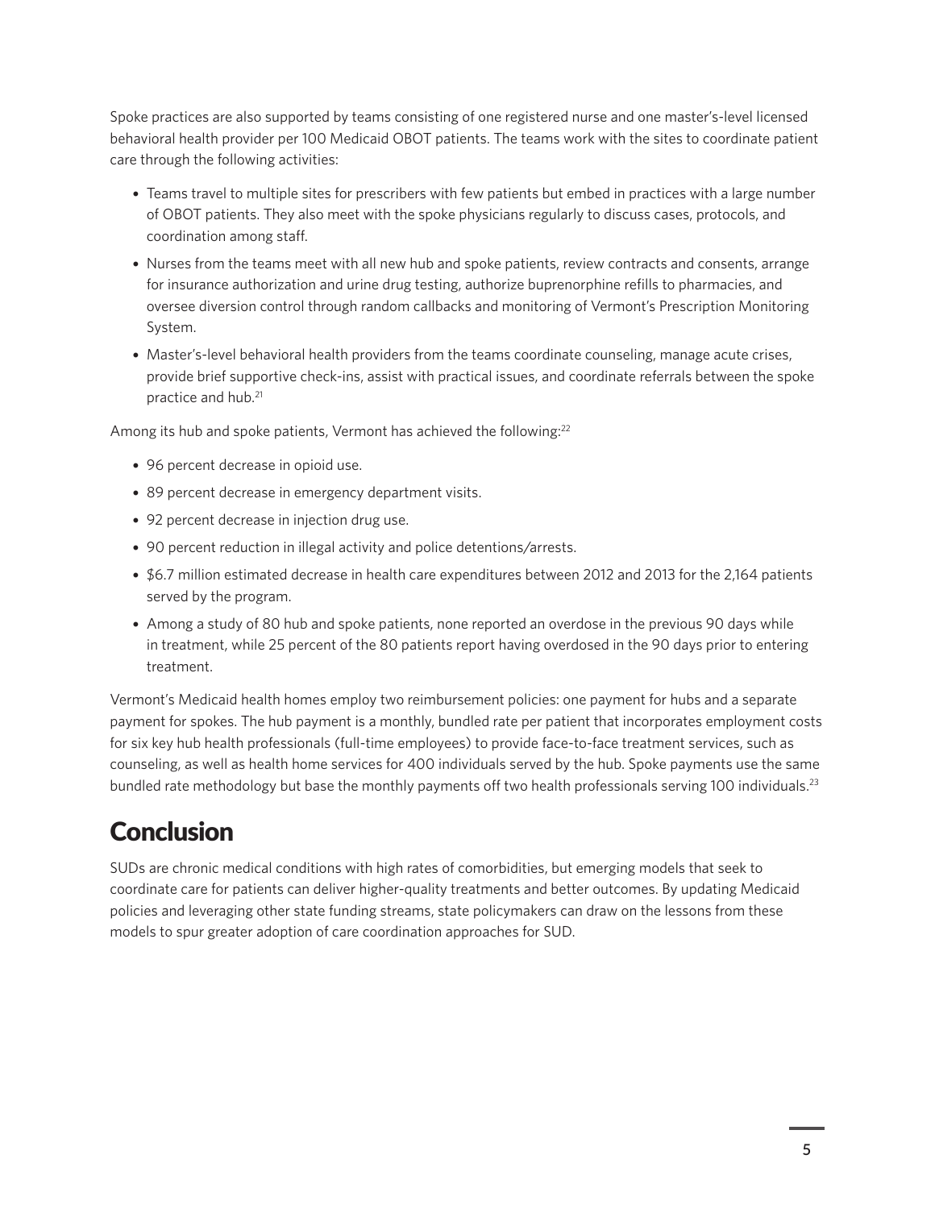Spoke practices are also supported by teams consisting of one registered nurse and one master's-level licensed behavioral health provider per 100 Medicaid OBOT patients. The teams work with the sites to coordinate patient care through the following activities:

- Teams travel to multiple sites for prescribers with few patients but embed in practices with a large number of OBOT patients. They also meet with the spoke physicians regularly to discuss cases, protocols, and coordination among staff.
- Nurses from the teams meet with all new hub and spoke patients, review contracts and consents, arrange for insurance authorization and urine drug testing, authorize buprenorphine refills to pharmacies, and oversee diversion control through random callbacks and monitoring of Vermont's Prescription Monitoring System.
- Master's-level behavioral health providers from the teams coordinate counseling, manage acute crises, provide brief supportive check-ins, assist with practical issues, and coordinate referrals between the spoke practice and hub.[21]

Among its hub and spoke patients, Vermont has achieved the following:[22]

- 96 percent decrease in opioid use.
- 89 percent decrease in emergency department visits.
- 92 percent decrease in injection drug use.
- 90 percent reduction in illegal activity and police detentions/arrests.
- $6.7 million estimated decrease in health care expenditures between 2012 and 2013 for the 2,164 patients served by the program.
- Among a study of 80 hub and spoke patients, none reported an overdose in the previous 90 days while in treatment, while 25 percent of the 80 patients report having overdosed in the 90 days prior to entering treatment.

Vermont's Medicaid health homes employ two reimbursement policies: one payment for hubs and a separate payment for spokes. The hub payment is a monthly, bundled rate per patient that incorporates employment costs for six key hub health professionals (full-time employees) to provide face-to-face treatment services, such as counseling, as well as health home services for 400 individuals served by the hub. Spoke payments use the same bundled rate methodology but base the monthly payments off two health professionals serving 100 individuals.[23]

## Conclusion

SUDs are chronic medical conditions with high rates of comorbidities, but emerging models that seek to coordinate care for patients can deliver higher-quality treatments and better outcomes. By updating Medicaid policies and leveraging other state funding streams, state policymakers can draw on the lessons from these models to spur greater adoption of care coordination approaches for SUD.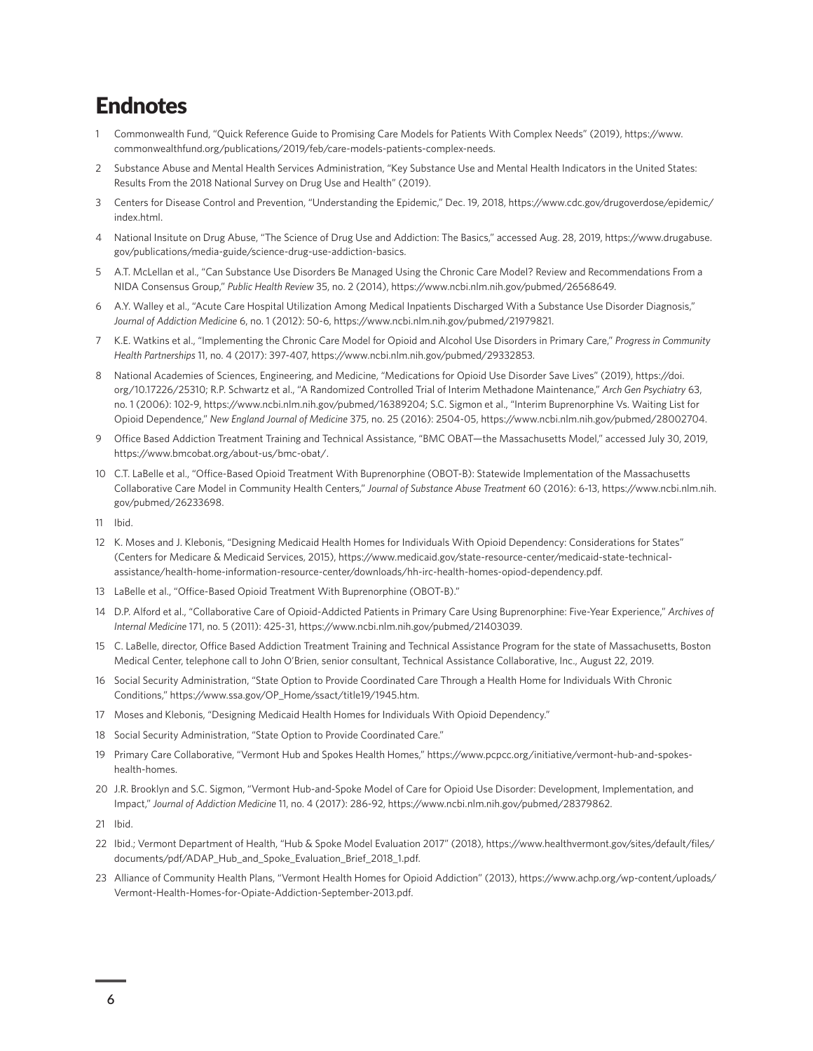# Endnotes

1. Commonwealth Fund, "Quick Reference Guide to Promising Care Models for Patients With Complex Needs" (2019), https://www.commonwealthfund.org/publications/2019/feb/care-models-patients-complex-needs.
2. Substance Abuse and Mental Health Services Administration, "Key Substance Use and Mental Health Indicators in the United States: Results From the 2018 National Survey on Drug Use and Health" (2019).
3. Centers for Disease Control and Prevention, "Understanding the Epidemic," Dec. 19, 2018, https://www.cdc.gov/drugoverdose/epidemic/index.html.
4. National Insitute on Drug Abuse, "The Science of Drug Use and Addiction: The Basics," accessed Aug. 28, 2019, https://www.drugabuse.gov/publications/media-guide/science-drug-use-addiction-basics.
5. A.T. McLellan et al., "Can Substance Use Disorders Be Managed Using the Chronic Care Model? Review and Recommendations From a NIDA Consensus Group," *Public Health Review* 35, no. 2 (2014), https://www.ncbi.nlm.nih.gov/pubmed/26568649.
6. A.Y. Walley et al., "Acute Care Hospital Utilization Among Medical Inpatients Discharged With a Substance Use Disorder Diagnosis," *Journal of Addiction Medicine* 6, no. 1 (2012): 50-6, https://www.ncbi.nlm.nih.gov/pubmed/21979821.
7. K.E. Watkins et al., "Implementing the Chronic Care Model for Opioid and Alcohol Use Disorders in Primary Care," *Progress in Community Health Partnerships* 11, no. 4 (2017): 397-407, https://www.ncbi.nlm.nih.gov/pubmed/29332853.
8. National Academies of Sciences, Engineering, and Medicine, "Medications for Opioid Use Disorder Save Lives" (2019), https://doi.org/10.17226/25310; R.P. Schwartz et al., "A Randomized Controlled Trial of Interim Methadone Maintenance," *Arch Gen Psychiatry* 63, no. 1 (2006): 102-9, https://www.ncbi.nlm.nih.gov/pubmed/16389204; S.C. Sigmon et al., "Interim Buprenorphine Vs. Waiting List for Opioid Dependence," *New England Journal of Medicine* 375, no. 25 (2016): 2504-05, https://www.ncbi.nlm.nih.gov/pubmed/28002704.
9. Office Based Addiction Treatment Training and Technical Assistance, "BMC OBAT—the Massachusetts Model," accessed July 30, 2019, https://www.bmcobat.org/about-us/bmc-obat/.
10. C.T. LaBelle et al., "Office-Based Opioid Treatment With Buprenorphine (OBOT-B): Statewide Implementation of the Massachusetts Collaborative Care Model in Community Health Centers," *Journal of Substance Abuse Treatment* 60 (2016): 6-13, https://www.ncbi.nlm.nih.gov/pubmed/26233698.
11. Ibid.
12. K. Moses and J. Klebonis, "Designing Medicaid Health Homes for Individuals With Opioid Dependency: Considerations for States" (Centers for Medicare & Medicaid Services, 2015), https://www.medicaid.gov/state-resource-center/medicaid-state-technical-assistance/health-home-information-resource-center/downloads/hh-irc-health-homes-opiod-dependency.pdf.
13. LaBelle et al., "Office-Based Opioid Treatment With Buprenorphine (OBOT-B)."
14. D.P. Alford et al., "Collaborative Care of Opioid-Addicted Patients in Primary Care Using Buprenorphine: Five-Year Experience," *Archives of Internal Medicine* 171, no. 5 (2011): 425-31, https://www.ncbi.nlm.nih.gov/pubmed/21403039.
15. C. LaBelle, director, Office Based Addiction Treatment Training and Technical Assistance Program for the state of Massachusetts, Boston Medical Center, telephone call to John O'Brien, senior consultant, Technical Assistance Collaborative, Inc., August 22, 2019.
16. Social Security Administration, "State Option to Provide Coordinated Care Through a Health Home for Individuals With Chronic Conditions," https://www.ssa.gov/OP_Home/ssact/title19/1945.htm.
17. Moses and Klebonis, "Designing Medicaid Health Homes for Individuals With Opioid Dependency."
18. Social Security Administration, "State Option to Provide Coordinated Care."
19. Primary Care Collaborative, "Vermont Hub and Spokes Health Homes," https://www.pcpcc.org/initiative/vermont-hub-and-spokes-health-homes.
20. J.R. Brooklyn and S.C. Sigmon, "Vermont Hub-and-Spoke Model of Care for Opioid Use Disorder: Development, Implementation, and Impact," *Journal of Addiction Medicine* 11, no. 4 (2017): 286-92, https://www.ncbi.nlm.nih.gov/pubmed/28379862.
21. Ibid.
22. Ibid.; Vermont Department of Health, "Hub & Spoke Model Evaluation 2017" (2018), https://www.healthvermont.gov/sites/default/files/documents/pdf/ADAP_Hub_and_Spoke_Evaluation_Brief_2018_1.pdf.
23. Alliance of Community Health Plans, "Vermont Health Homes for Opioid Addiction" (2013), https://www.achp.org/wp-content/uploads/Vermont-Health-Homes-for-Opiate-Addiction-September-2013.pdf.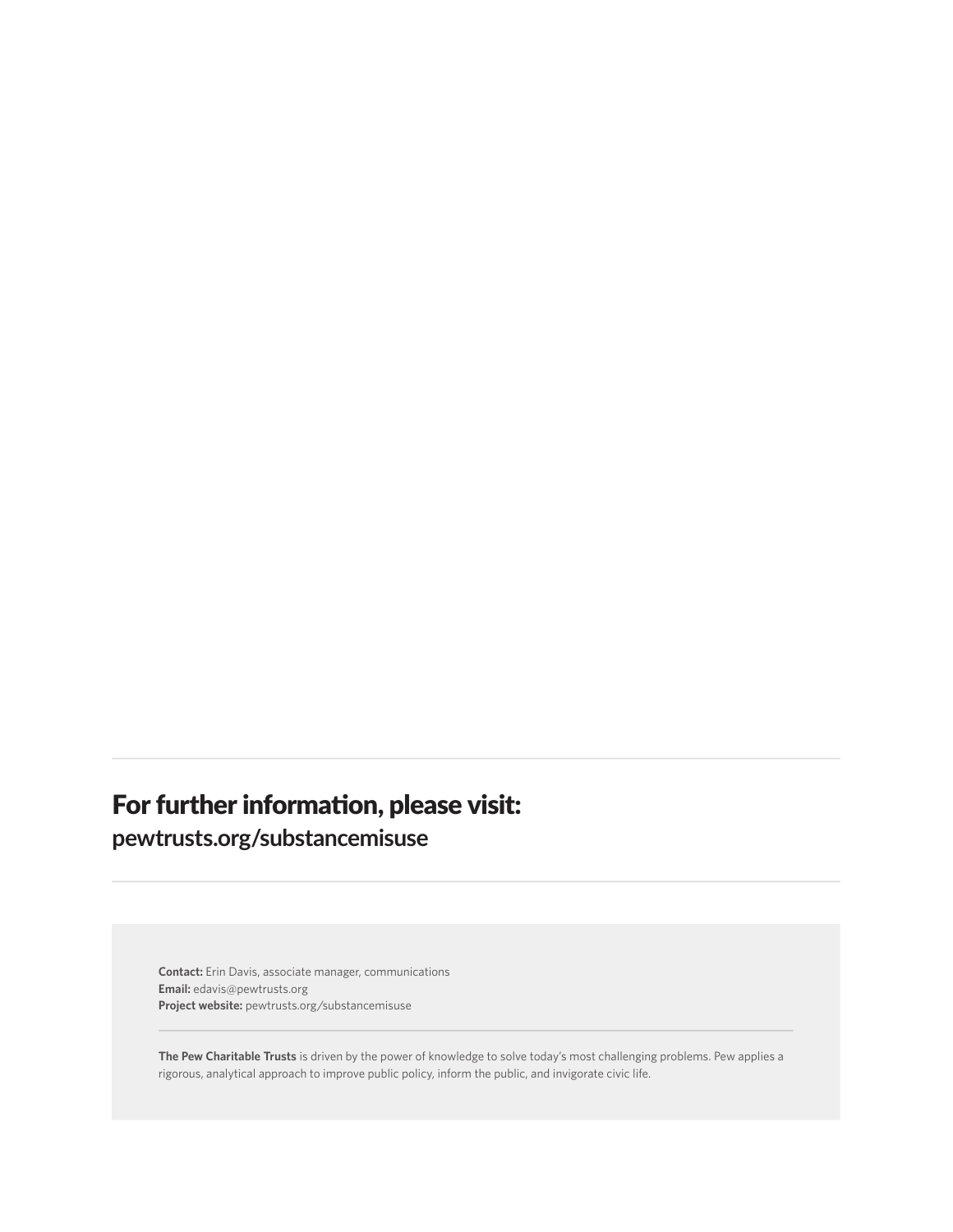## For further information, please visit:

**pewtrusts.org/substancemisuse**

---

**Contact:** Erin Davis, associate manager, communications
**Email:** edavis@pewtrusts.org
**Project website:** pewtrusts.org/substancemisuse

---

**The Pew Charitable Trusts** is driven by the power of knowledge to solve today's most challenging problems. Pew applies a rigorous, analytical approach to improve public policy, inform the public, and invigorate civic life.